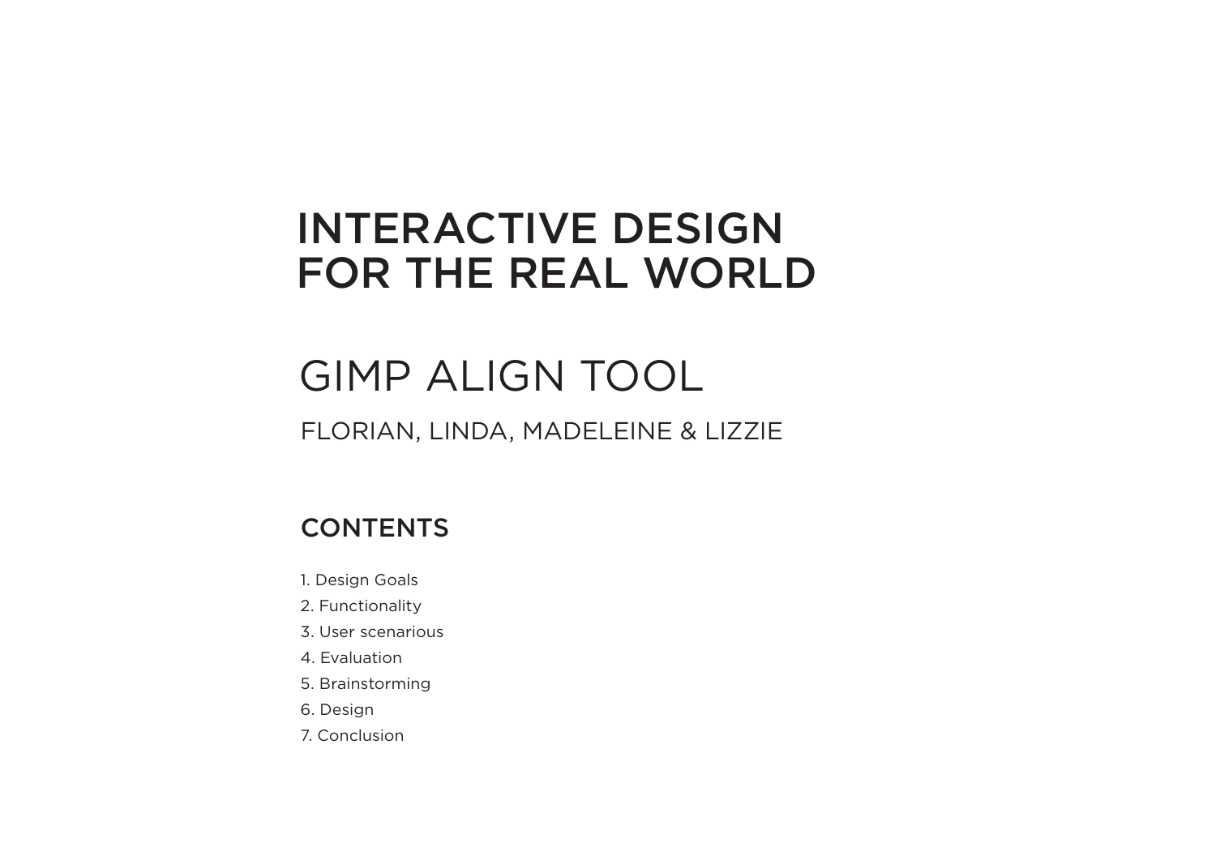# INTERACTIVE DESIGN FOR THE REAL WORLD

## GIMP ALIGN TOOL

FLORIAN, LINDA, MADELEINE & LIZZIE

### CONTENTS

1. Design Goals
2. Functionality
3. User scenarious
4. Evaluation
5. Brainstorming
6. Design
7. Conclusion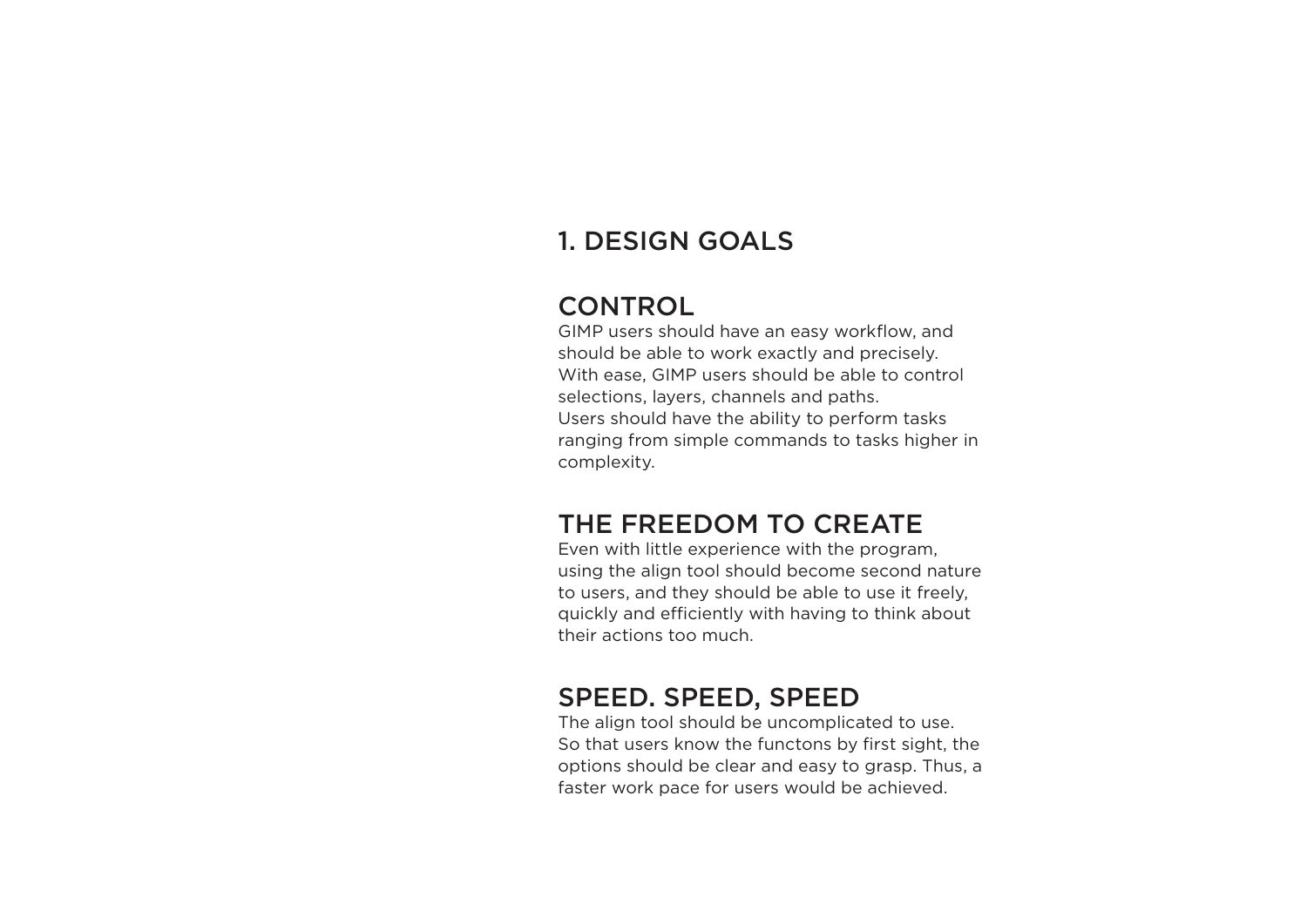# 1. DESIGN GOALS

## CONTROL

GIMP users should have an easy workflow, and should be able to work exactly and precisely. With ease, GIMP users should be able to control selections, layers, channels and paths.
Users should have the ability to perform tasks ranging from simple commands to tasks higher in complexity.

## THE FREEDOM TO CREATE

Even with little experience with the program, using the align tool should become second nature to users, and they should be able to use it freely, quickly and efficiently with having to think about their actions too much.

## SPEED. SPEED, SPEED

The align tool should be uncomplicated to use. So that users know the functons by first sight, the options should be clear and easy to grasp. Thus, a faster work pace for users would be achieved.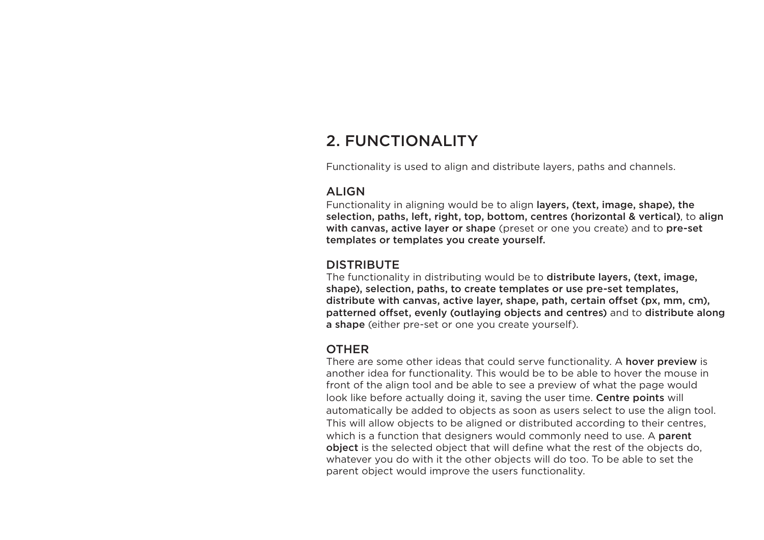## 2. FUNCTIONALITY

Functionality is used to align and distribute layers, paths and channels.

### ALIGN

Functionality in aligning would be to align **layers, (text, image, shape), the selection, paths, left, right, top, bottom, centres (horizontal & vertical)**, to **align with canvas, active layer or shape** (preset or one you create) and to **pre-set templates or templates you create yourself.**

### DISTRIBUTE

The functionality in distributing would be to **distribute layers, (text, image, shape), selection, paths, to create templates or use pre-set templates, distribute with canvas, active layer, shape, path, certain offset (px, mm, cm), patterned offset, evenly (outlaying objects and centres)** and to **distribute along a shape** (either pre-set or one you create yourself).

### OTHER

There are some other ideas that could serve functionality. A **hover preview** is another idea for functionality. This would be to be able to hover the mouse in front of the align tool and be able to see a preview of what the page would look like before actually doing it, saving the user time. **Centre points** will automatically be added to objects as soon as users select to use the align tool. This will allow objects to be aligned or distributed according to their centres, which is a function that designers would commonly need to use. A **parent object** is the selected object that will define what the rest of the objects do, whatever you do with it the other objects will do too. To be able to set the parent object would improve the users functionality.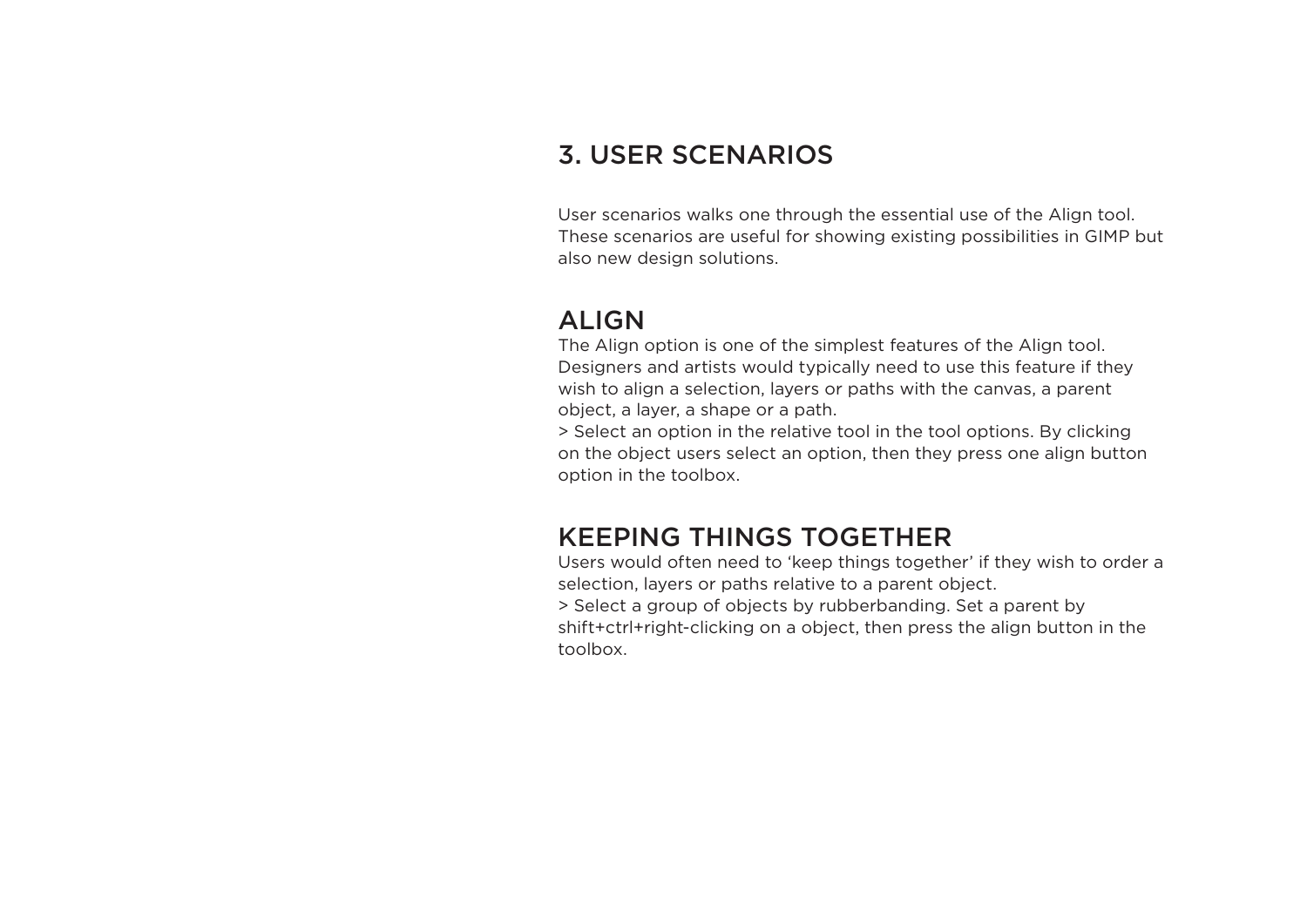# 3. USER SCENARIOS

User scenarios walks one through the essential use of the Align tool. These scenarios are useful for showing existing possibilities in GIMP but also new design solutions.

## ALIGN

The Align option is one of the simplest features of the Align tool. Designers and artists would typically need to use this feature if they wish to align a selection, layers or paths with the canvas, a parent object, a layer, a shape or a path.

> Select an option in the relative tool in the tool options. By clicking on the object users select an option, then they press one align button option in the toolbox.

## KEEPING THINGS TOGETHER

Users would often need to 'keep things together' if they wish to order a selection, layers or paths relative to a parent object.

> Select a group of objects by rubberbanding. Set a parent by shift+ctrl+right-clicking on a object, then press the align button in the toolbox.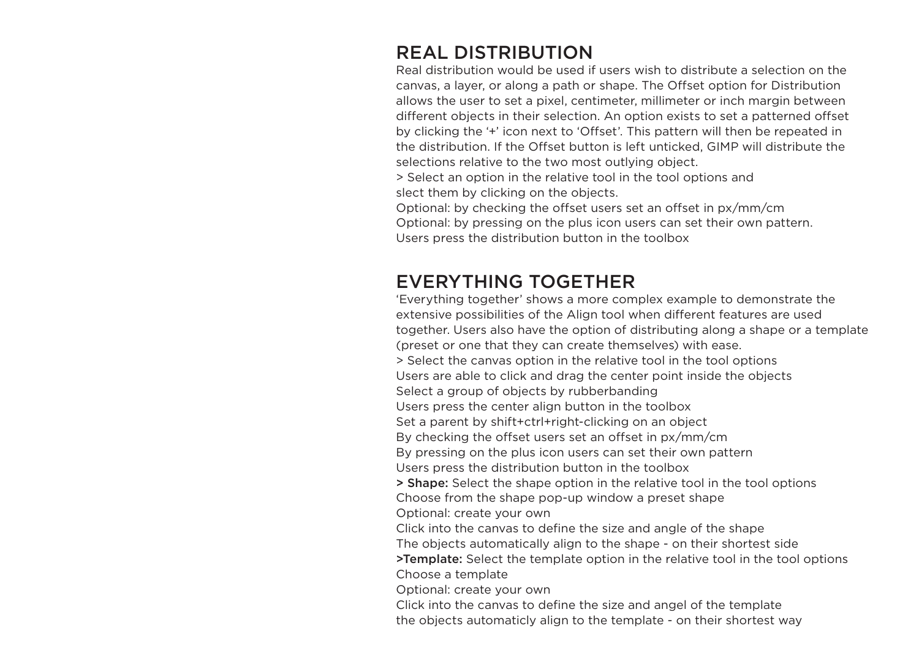## REAL DISTRIBUTION

Real distribution would be used if users wish to distribute a selection on the canvas, a layer, or along a path or shape. The Offset option for Distribution allows the user to set a pixel, centimeter, millimeter or inch margin between different objects in their selection. An option exists to set a patterned offset by clicking the '+' icon next to 'Offset'. This pattern will then be repeated in the distribution. If the Offset button is left unticked, GIMP will distribute the selections relative to the two most outlying object.

> Select an option in the relative tool in the tool options and slect them by clicking on the objects.
Optional: by checking the offset users set an offset in px/mm/cm
Optional: by pressing on the plus icon users can set their own pattern.
Users press the distribution button in the toolbox

## EVERYTHING TOGETHER

'Everything together' shows a more complex example to demonstrate the extensive possibilities of the Align tool when different features are used together. Users also have the option of distributing along a shape or a template (preset or one that they can create themselves) with ease.

> Select the canvas option in the relative tool in the tool options
Users are able to click and drag the center point inside the objects
Select a group of objects by rubberbanding
Users press the center align button in the toolbox
Set a parent by shift+ctrl+right-clicking on an object
By checking the offset users set an offset in px/mm/cm
By pressing on the plus icon users can set their own pattern
Users press the distribution button in the toolbox
**> Shape:** Select the shape option in the relative tool in the tool options
Choose from the shape pop-up window a preset shape
Optional: create your own
Click into the canvas to define the size and angle of the shape
The objects automatically align to the shape - on their shortest side
**>Template:** Select the template option in the relative tool in the tool options
Choose a template
Optional: create your own
Click into the canvas to define the size and angel of the template
the objects automaticly align to the template - on their shortest way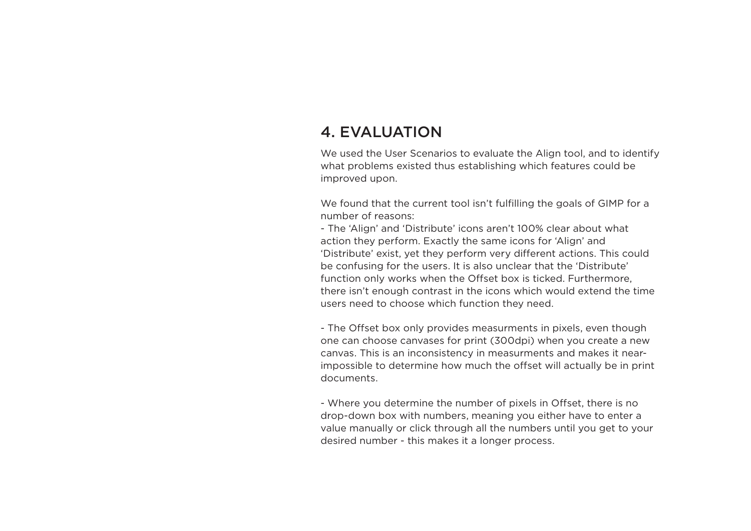# 4. EVALUATION

We used the User Scenarios to evaluate the Align tool, and to identify what problems existed thus establishing which features could be improved upon.

We found that the current tool isn't fulfilling the goals of GIMP for a number of reasons:

- The 'Align' and 'Distribute' icons aren't 100% clear about what action they perform. Exactly the same icons for 'Align' and 'Distribute' exist, yet they perform very different actions. This could be confusing for the users. It is also unclear that the 'Distribute' function only works when the Offset box is ticked. Furthermore, there isn't enough contrast in the icons which would extend the time users need to choose which function they need.

- The Offset box only provides measurments in pixels, even though one can choose canvases for print (300dpi) when you create a new canvas. This is an inconsistency in measurments and makes it near-impossible to determine how much the offset will actually be in print documents.

- Where you determine the number of pixels in Offset, there is no drop-down box with numbers, meaning you either have to enter a value manually or click through all the numbers until you get to your desired number - this makes it a longer process.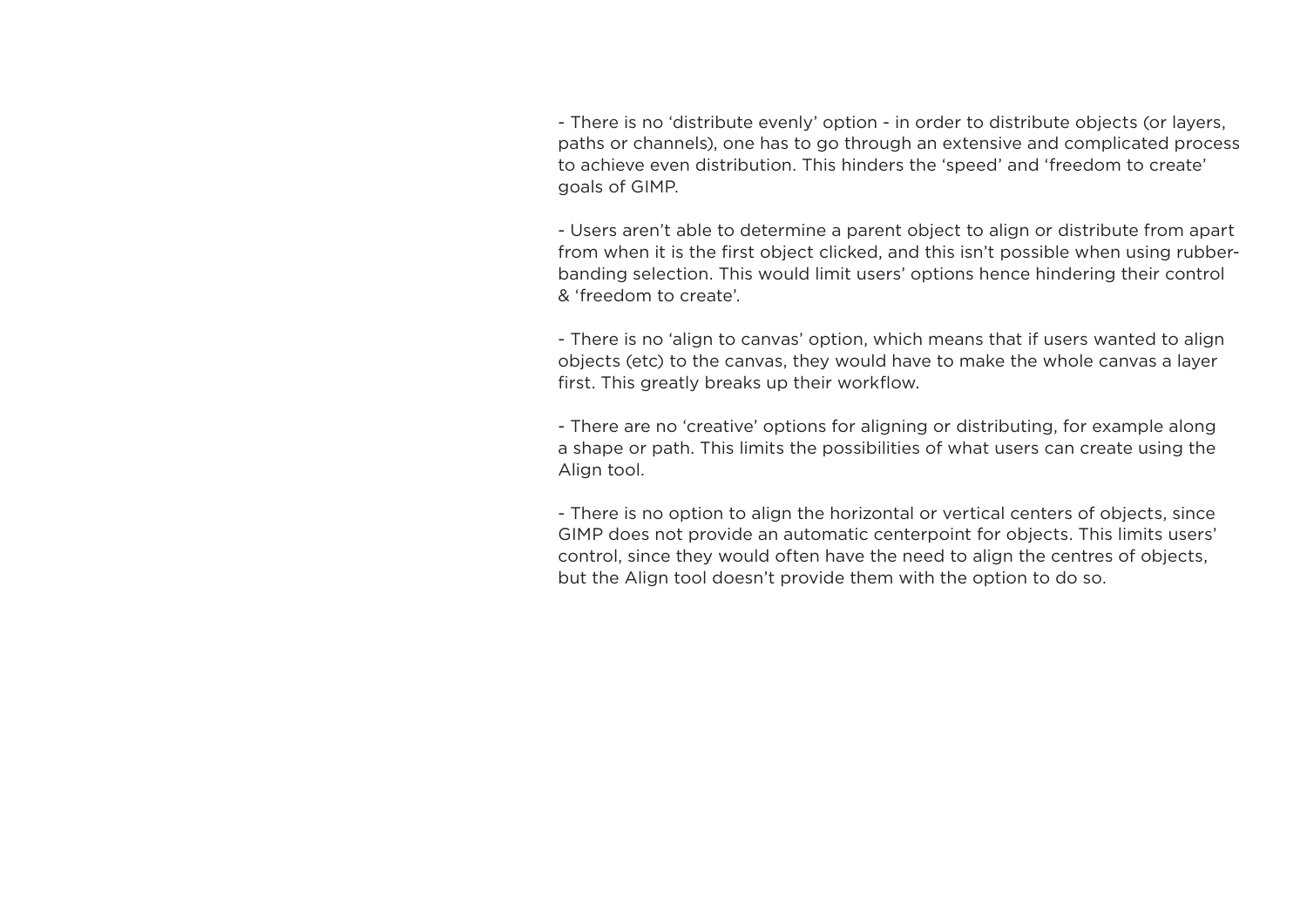- There is no 'distribute evenly' option - in order to distribute objects (or layers, paths or channels), one has to go through an extensive and complicated process to achieve even distribution. This hinders the 'speed' and 'freedom to create' goals of GIMP.

- Users aren't able to determine a parent object to align or distribute from apart from when it is the first object clicked, and this isn't possible when using rubber-banding selection. This would limit users' options hence hindering their control & 'freedom to create'.

- There is no 'align to canvas' option, which means that if users wanted to align objects (etc) to the canvas, they would have to make the whole canvas a layer first. This greatly breaks up their workflow.

- There are no 'creative' options for aligning or distributing, for example along a shape or path. This limits the possibilities of what users can create using the Align tool.

- There is no option to align the horizontal or vertical centers of objects, since GIMP does not provide an automatic centerpoint for objects. This limits users' control, since they would often have the need to align the centres of objects, but the Align tool doesn't provide them with the option to do so.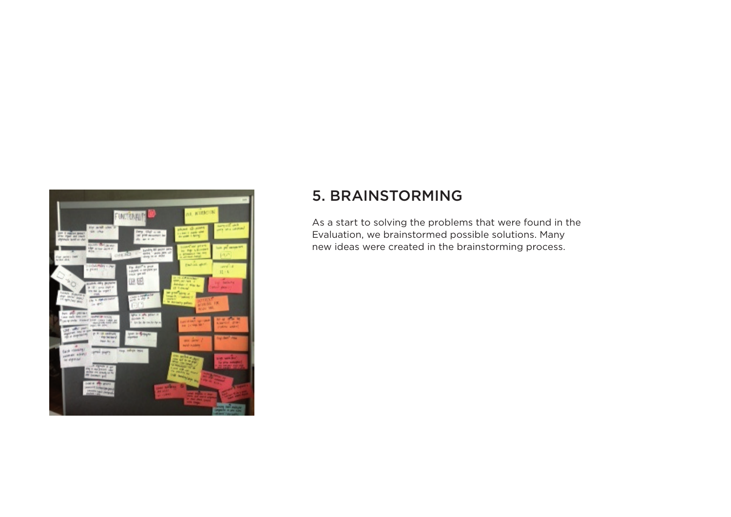## 5. BRAINSTORMING

As a start to solving the problems that were found in the Evaluation, we brainstormed possible solutions. Many new ideas were created in the brainstorming process.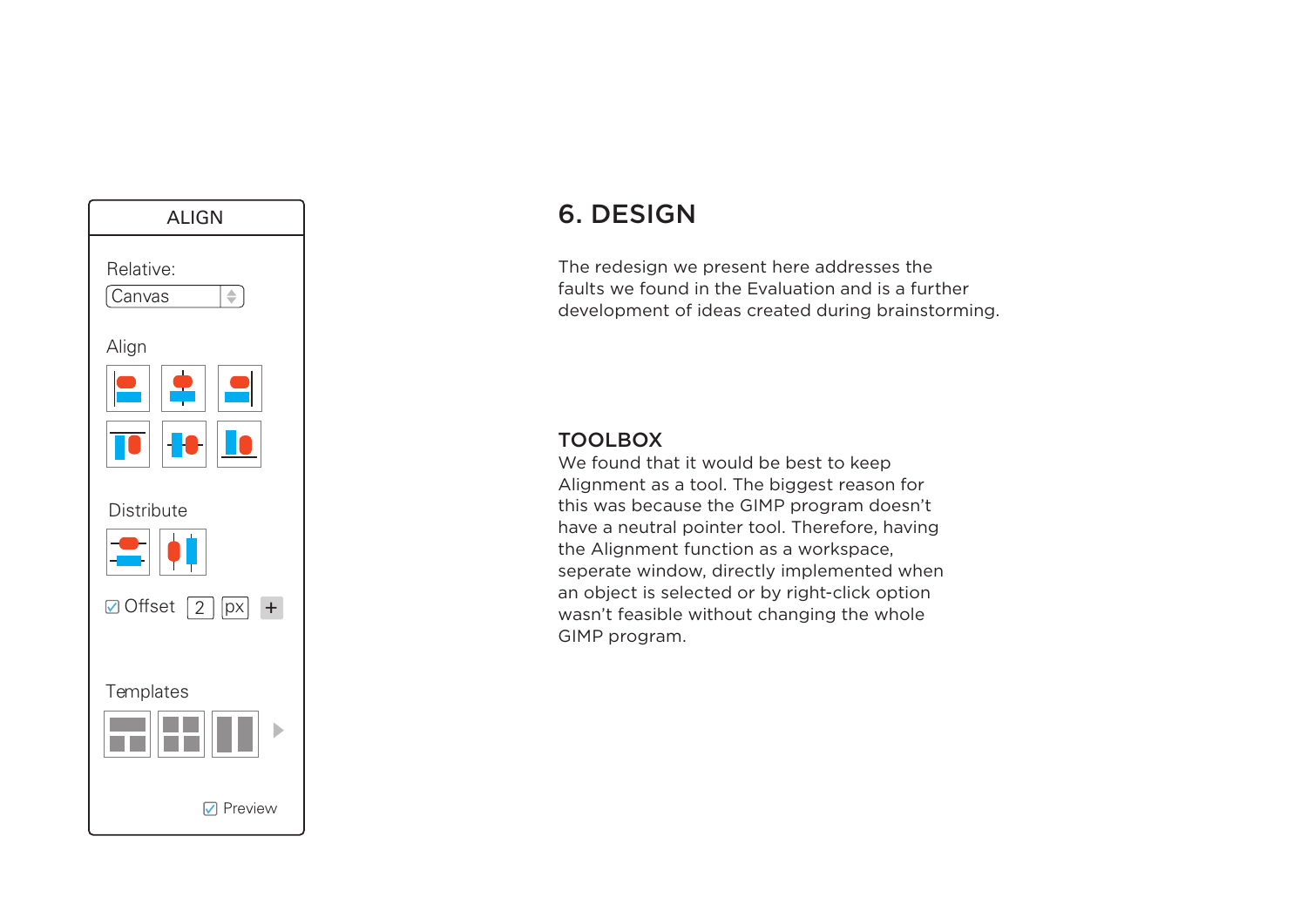ALIGN

Relative:

Canvas

Align

Distribute

Offset 2 px +

Templates

Preview

# 6. DESIGN

The redesign we present here addresses the faults we found in the Evaluation and is a further development of ideas created during brainstorming.

## TOOLBOX

We found that it would be best to keep Alignment as a tool. The biggest reason for this was because the GIMP program doesn't have a neutral pointer tool. Therefore, having the Alignment function as a workspace, seperate window, directly implemented when an object is selected or by right-click option wasn't feasible without changing the whole GIMP program.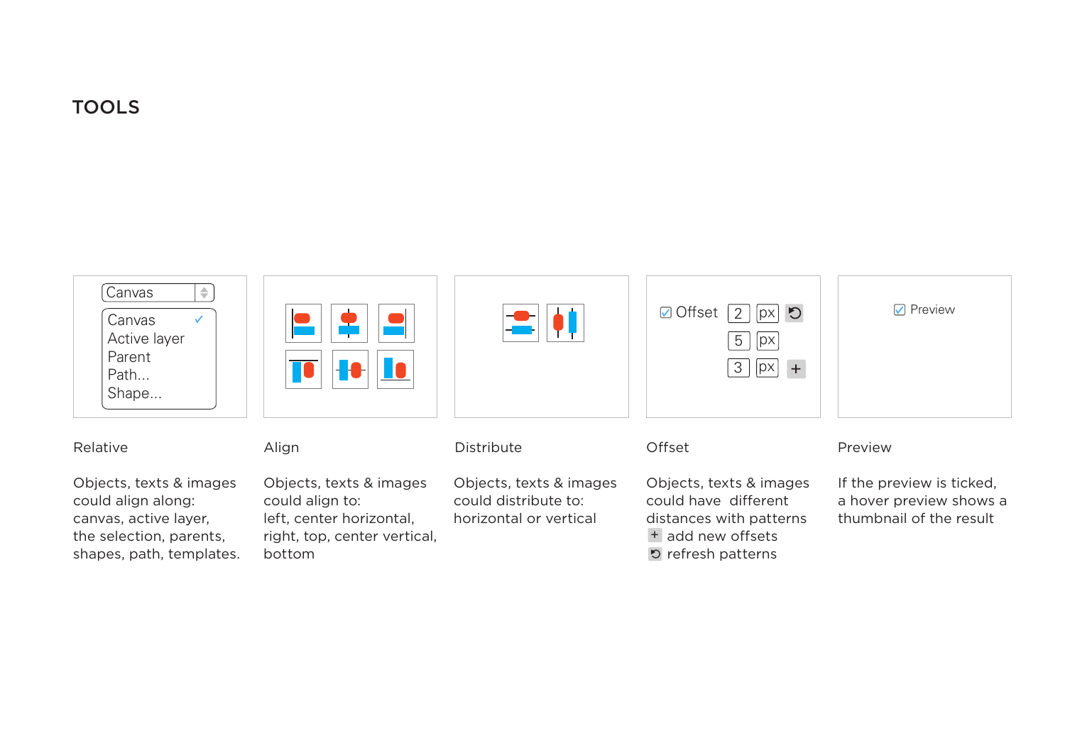# TOOLS

Canvas

Canvas ✓
Active layer
Parent
Path...
Shape...

☑ Offset 2 px
5 px
3 px +

☑ Preview

## Relative

Objects, texts & images could align along: canvas, active layer, the selection, parents, shapes, path, templates.

## Align

Objects, texts & images could align to: left, center horizontal, right, top, center vertical, bottom

## Distribute

Objects, texts & images could distribute to: horizontal or vertical

## Offset

Objects, texts & images could have different distances with patterns
+ add new offsets
refresh patterns

## Preview

If the preview is ticked, a hover preview shows a thumbnail of the result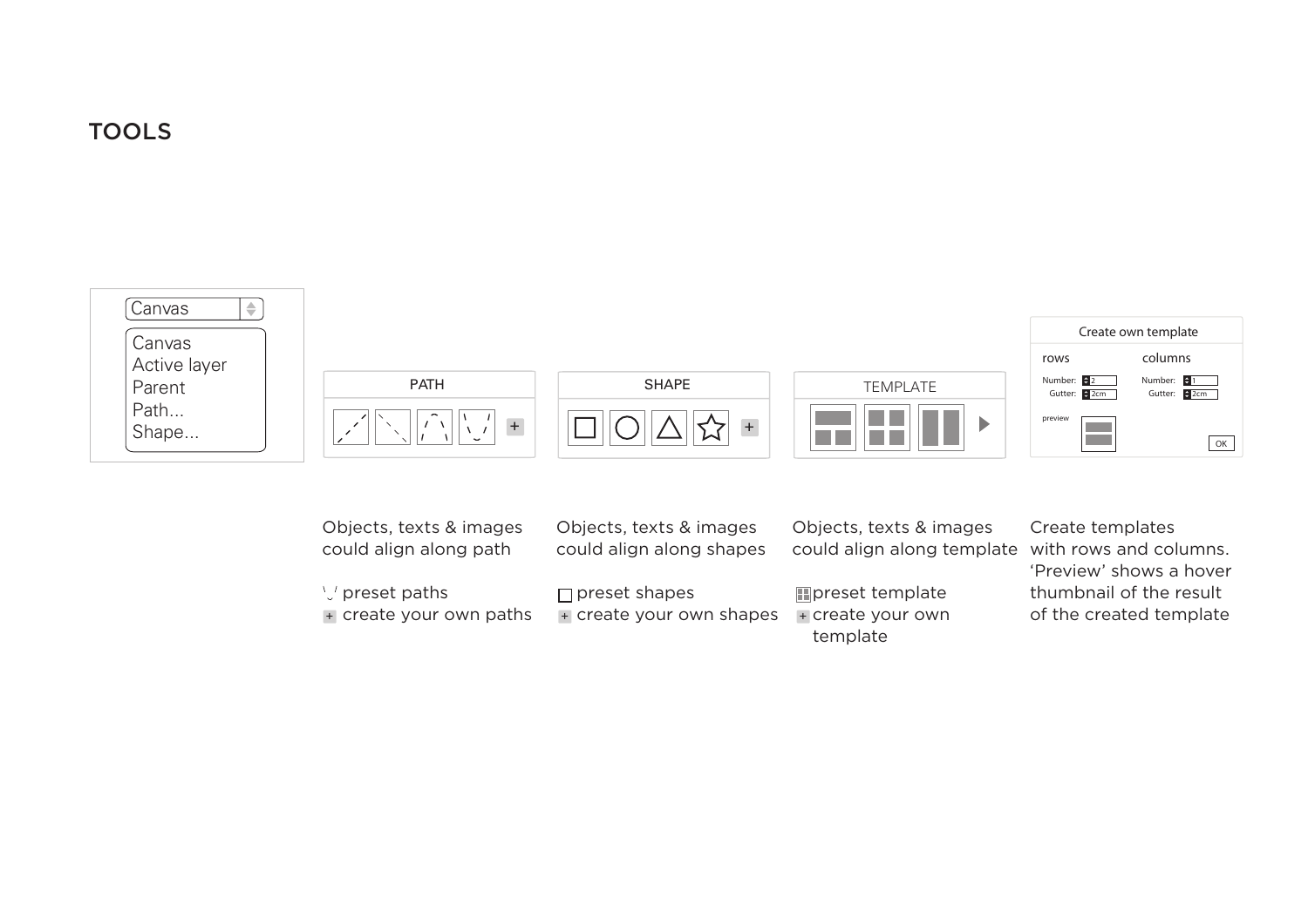# TOOLS

Canvas

- Canvas
- Active layer
- Parent
- Path...
- Shape...

PATH

Objects, texts & images could align along path

preset paths

\+ create your own paths

SHAPE

Objects, texts & images could align along shapes

preset shapes

\+ create your own shapes

TEMPLATE

Objects, texts & images could align along template

preset template

\+ create your own template

Create own template

| rows | | columns | |
|---|---|---|---|
| Number: | 2 | Number: | 1 |
| Gutter: | 2cm | Gutter: | 2cm |

preview

OK

Create templates with rows and columns. 'Preview' shows a hover thumbnail of the result of the created template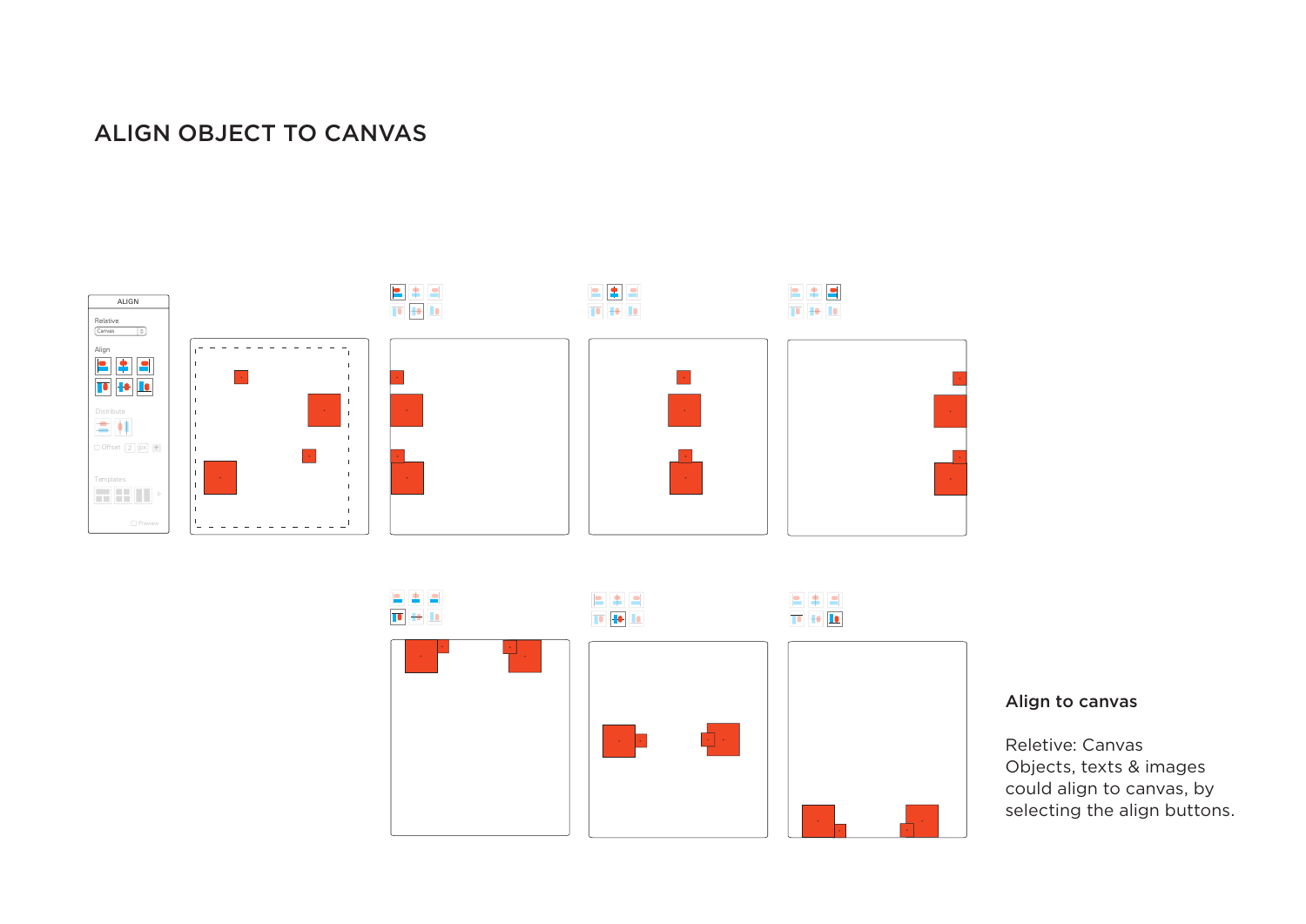# ALIGN OBJECT TO CANVAS

ALIGN

Relative

Canvas

Align

Distribute

Offset 2 px

Templates

Preview

## Align to canvas

Reletive: Canvas
Objects, texts & images could align to canvas, by selecting the align buttons.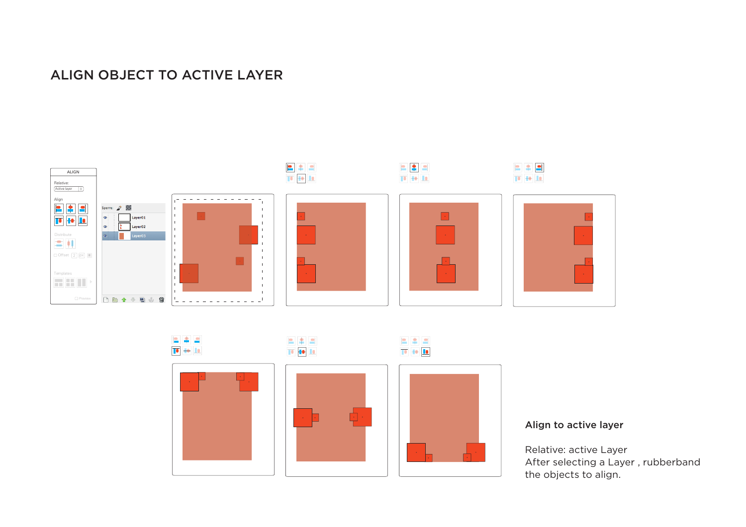# ALIGN OBJECT TO ACTIVE LAYER

ALIGN

Relative:

Active layer

Align

Distribute

Offset 2 px

Templates

Preview

Sperre:

Layer01

Layer02

Layer03

**Align to active layer**

Relative: active Layer
After selecting a Layer , rubberband the objects to align.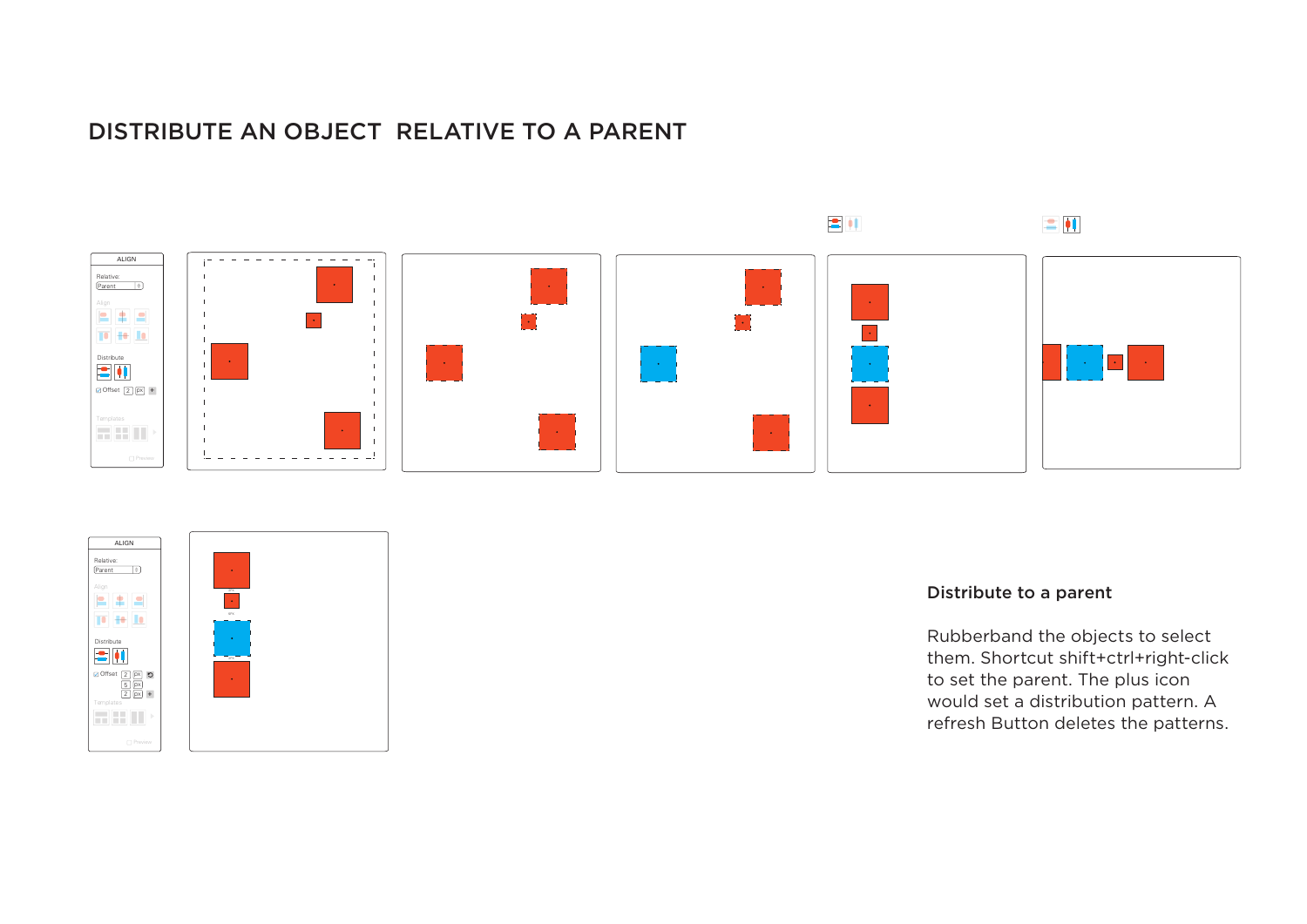# DISTRIBUTE AN OBJECT RELATIVE TO A PARENT

ALIGN

Relative:

Parent

Align

Distribute

Offset 2 px

Templates

Preview

ALIGN

Relative:

Parent

Align

Distribute

Offset 2 px

5 px

2 px

Templates

Preview

**Distribute to a parent**

Rubberband the objects to select them. Shortcut shift+ctrl+right-click to set the parent. The plus icon would set a distribution pattern. A refresh Button deletes the patterns.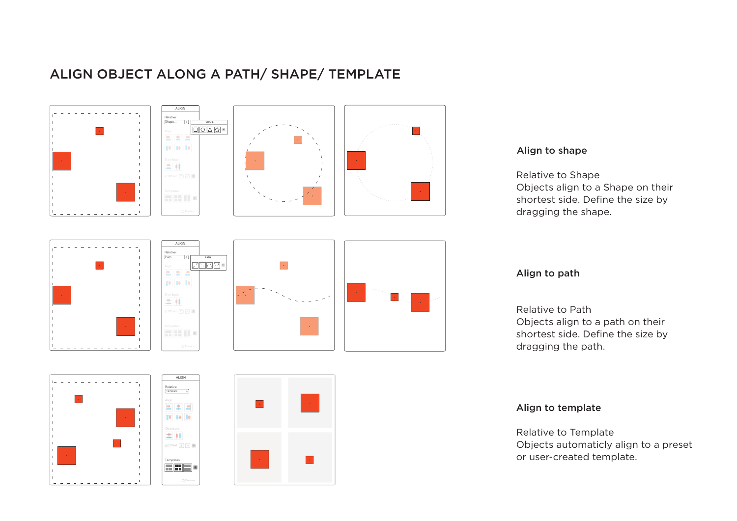# ALIGN OBJECT ALONG A PATH/ SHAPE/ TEMPLATE

ALIGN

Relative:

Shape...

SHAPE

Align

Distribute

Offset

Templates

Preview

### Align to shape

Relative to Shape
Objects align to a Shape on their shortest side. Define the size by dragging the shape.

ALIGN

Relative:

Path...

PATH

Align

Distribute

Offset

Templates

Preview

### Align to path

Relative to Path
Objects align to a path on their shortest side. Define the size by dragging the path.

ALIGN

Relative:

Template

Align

Distribute

Offset

Templates

Preview

### Align to template

Relative to Template
Objects automaticly align to a preset or user-created template.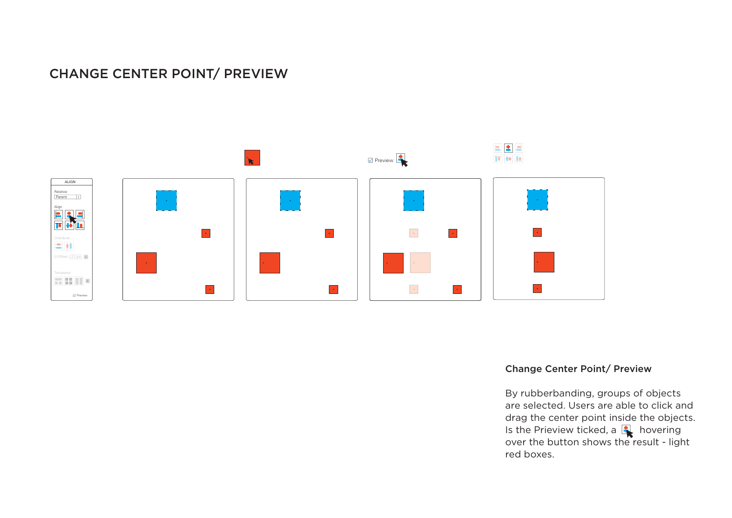# CHANGE CENTER POINT/ PREVIEW

ALIGN

Relative:

Parent

Align

Distribute

Offset

Templates

Preview

Preview

### Change Center Point/ Preview

By rubberbanding, groups of objects are selected. Users are able to click and drag the center point inside the objects. Is the Prieview ticked, a hovering over the button shows the result - light red boxes.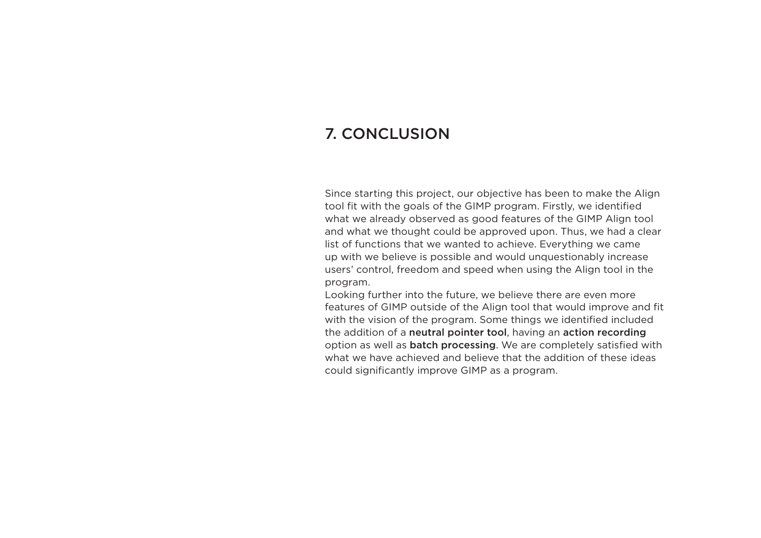# 7. CONCLUSION

Since starting this project, our objective has been to make the Align tool fit with the goals of the GIMP program. Firstly, we identified what we already observed as good features of the GIMP Align tool and what we thought could be approved upon. Thus, we had a clear list of functions that we wanted to achieve. Everything we came up with we believe is possible and would unquestionably increase users' control, freedom and speed when using the Align tool in the program.

Looking further into the future, we believe there are even more features of GIMP outside of the Align tool that would improve and fit with the vision of the program. Some things we identified included the addition of a **neutral pointer tool**, having an **action recording** option as well as **batch processing**. We are completely satisfied with what we have achieved and believe that the addition of these ideas could significantly improve GIMP as a program.